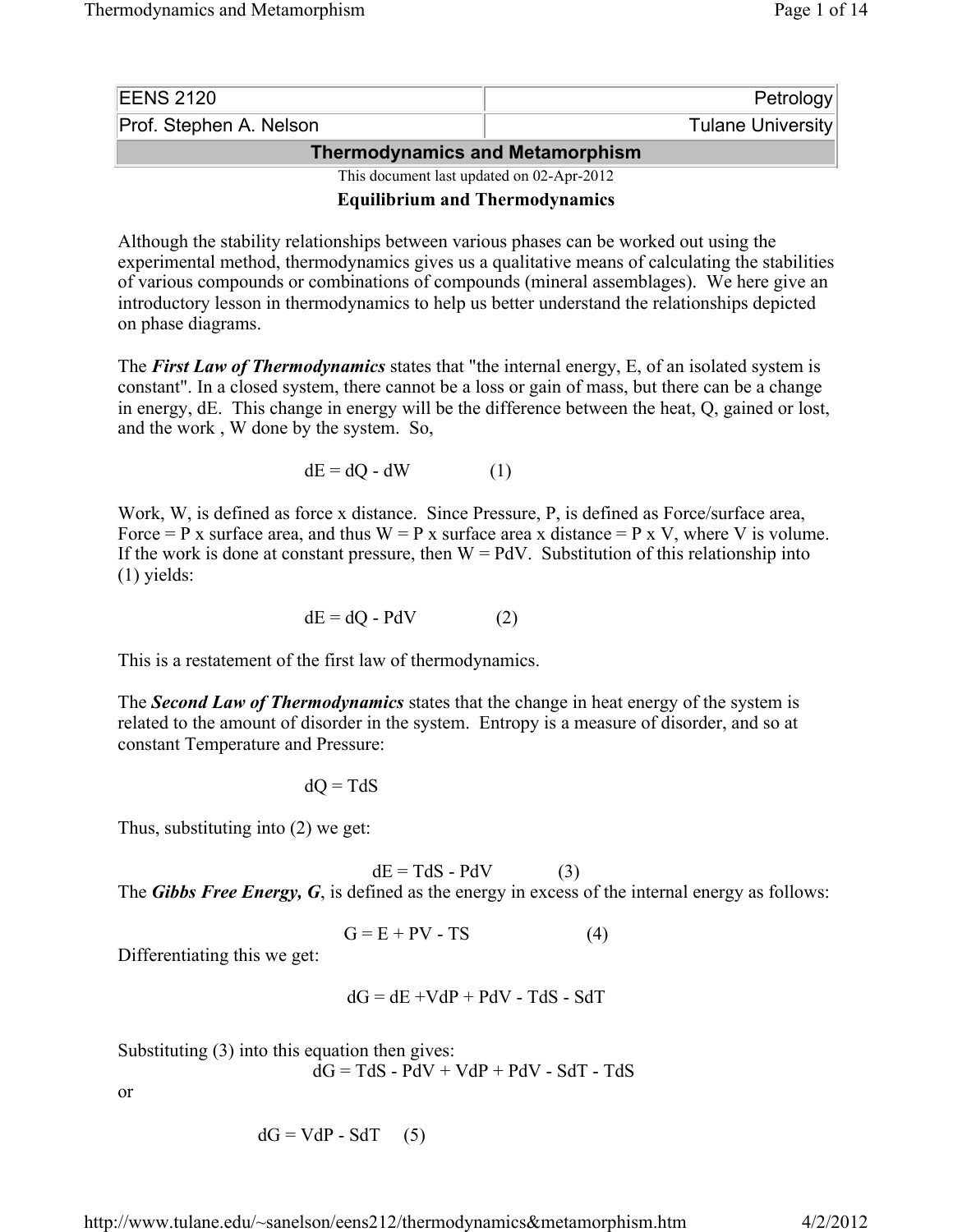| EENS 2120 | Petrology |
| --- | --- |
| Prof. Stephen A. Nelson | Tulane University |

# Thermodynamics and Metamorphism

This document last updated on 02-Apr-2012

## Equilibrium and Thermodynamics

Although the stability relationships between various phases can be worked out using the experimental method, thermodynamics gives us a qualitative means of calculating the stabilities of various compounds or combinations of compounds (mineral assemblages). We here give an introductory lesson in thermodynamics to help us better understand the relationships depicted on phase diagrams.

The ***First Law of Thermodynamics*** states that "the internal energy, E, of an isolated system is constant". In a closed system, there cannot be a loss or gain of mass, but there can be a change in energy, dE. This change in energy will be the difference between the heat, Q, gained or lost, and the work , W done by the system. So,

$$dE = dQ - dW \qquad (1)$$

Work, W, is defined as force x distance. Since Pressure, P, is defined as Force/surface area, Force = P x surface area, and thus W = P x surface area x distance = P x V, where V is volume. If the work is done at constant pressure, then W = PdV. Substitution of this relationship into (1) yields:

$$dE = dQ - PdV \qquad (2)$$

This is a restatement of the first law of thermodynamics.

The ***Second Law of Thermodynamics*** states that the change in heat energy of the system is related to the amount of disorder in the system. Entropy is a measure of disorder, and so at constant Temperature and Pressure:

$$dQ = TdS$$

Thus, substituting into (2) we get:

$$dE = TdS - PdV \qquad (3)$$

The ***Gibbs Free Energy, G***, is defined as the energy in excess of the internal energy as follows:

$$G = E + PV - TS \qquad (4)$$

Differentiating this we get:

$$dG = dE + VdP + PdV - TdS - SdT$$

Substituting (3) into this equation then gives:

$$dG = TdS - PdV + VdP + PdV - SdT - TdS$$

or

$$dG = VdP - SdT \qquad (5)$$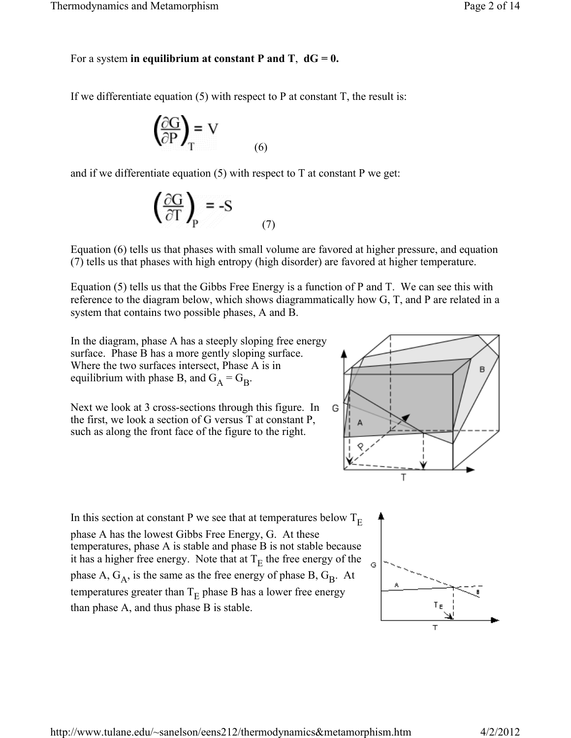For a system **in equilibrium at constant P and T**, **dG = 0.**

If we differentiate equation (5) with respect to P at constant T, the result is:

$$\left(\frac{\partial G}{\partial P}\right)_T = V \qquad (6)$$

and if we differentiate equation (5) with respect to T at constant P we get:

$$\left(\frac{\partial G}{\partial T}\right)_P = -S \qquad (7)$$

Equation (6) tells us that phases with small volume are favored at higher pressure, and equation (7) tells us that phases with high entropy (high disorder) are favored at higher temperature.

Equation (5) tells us that the Gibbs Free Energy is a function of P and T. We can see this with reference to the diagram below, which shows diagrammatically how G, T, and P are related in a system that contains two possible phases, A and B.

In the diagram, phase A has a steeply sloping free energy surface. Phase B has a more gently sloping surface. Where the two surfaces intersect, Phase A is in equilibrium with phase B, and $G_A = G_B$.

Next we look at 3 cross-sections through this figure. In the first, we look a section of G versus T at constant P, such as along the front face of the figure to the right.

In this section at constant P we see that at temperatures below $T_E$ phase A has the lowest Gibbs Free Energy, G. At these temperatures, phase A is stable and phase B is not stable because it has a higher free energy. Note that at $T_E$ the free energy of the phase A, $G_A$, is the same as the free energy of phase B, $G_B$. At temperatures greater than $T_E$ phase B has a lower free energy than phase A, and thus phase B is stable.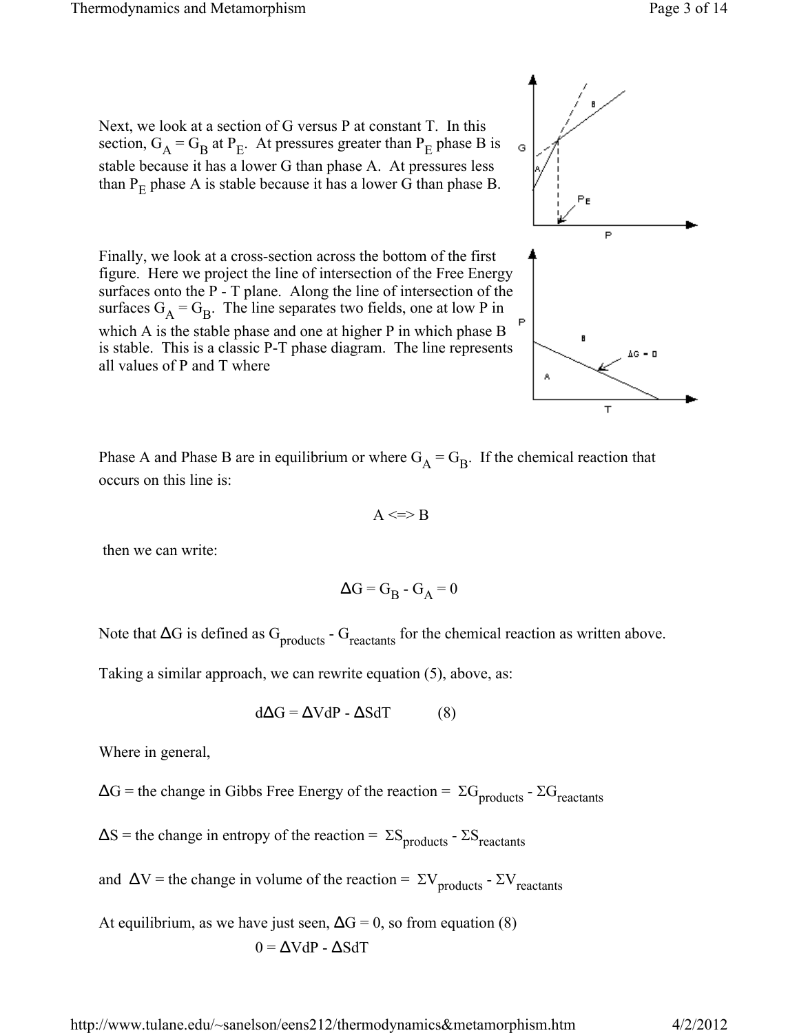Next, we look at a section of G versus P at constant T. In this section, $G_A = G_B$ at $P_E$. At pressures greater than $P_E$ phase B is stable because it has a lower G than phase A. At pressures less than $P_E$ phase A is stable because it has a lower G than phase B.

Finally, we look at a cross-section across the bottom of the first figure. Here we project the line of intersection of the Free Energy surfaces onto the P - T plane. Along the line of intersection of the surfaces $G_A = G_B$. The line separates two fields, one at low P in which A is the stable phase and one at higher P in which phase B is stable. This is a classic P-T phase diagram. The line represents all values of P and T where

Phase A and Phase B are in equilibrium or where $G_A = G_B$. If the chemical reaction that occurs on this line is:

$$A \Longleftrightarrow B$$

then we can write:

$$\Delta G = G_B - G_A = 0$$

Note that $\Delta G$ is defined as $G_{products} - G_{reactants}$ for the chemical reaction as written above.

Taking a similar approach, we can rewrite equation (5), above, as:

$$d\Delta G = \Delta V dP - \Delta S dT \qquad (8)$$

Where in general,

$\Delta G$ = the change in Gibbs Free Energy of the reaction = $\Sigma G_{products} - \Sigma G_{reactants}$

$\Delta S$ = the change in entropy of the reaction = $\Sigma S_{products} - \Sigma S_{reactants}$

and $\Delta V$ = the change in volume of the reaction = $\Sigma V_{products} - \Sigma V_{reactants}$

At equilibrium, as we have just seen, $\Delta G = 0$, so from equation (8)

$$0 = \Delta V dP - \Delta S dT$$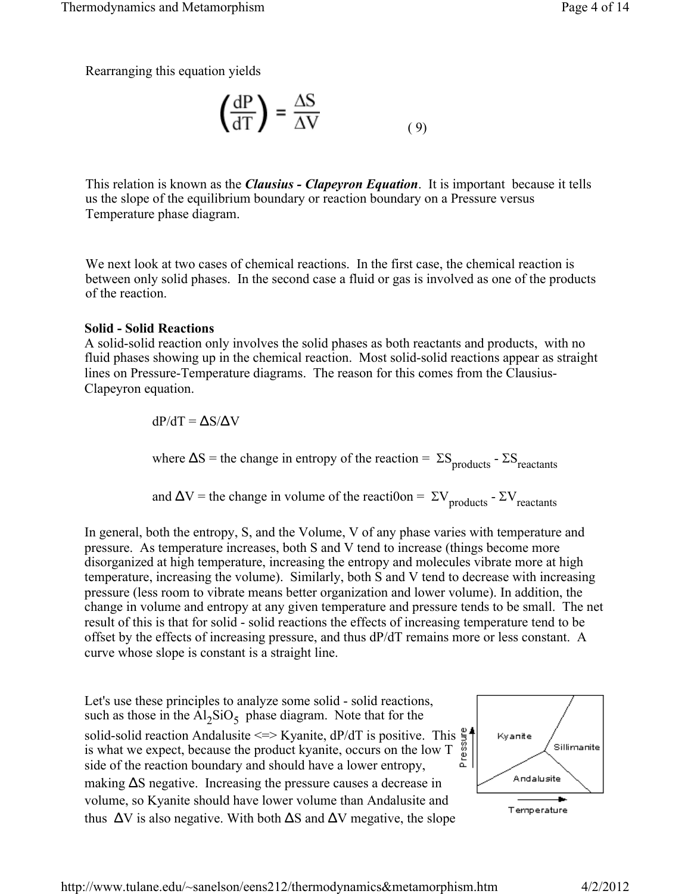Rearranging this equation yields

$$\left(\frac{dP}{dT}\right) = \frac{\Delta S}{\Delta V} \qquad (9)$$

This relation is known as the ***Clausius - Clapeyron Equation***. It is important because it tells us the slope of the equilibrium boundary or reaction boundary on a Pressure versus Temperature phase diagram.

We next look at two cases of chemical reactions. In the first case, the chemical reaction is between only solid phases. In the second case a fluid or gas is involved as one of the products of the reaction.

**Solid - Solid Reactions**

A solid-solid reaction only involves the solid phases as both reactants and products, with no fluid phases showing up in the chemical reaction. Most solid-solid reactions appear as straight lines on Pressure-Temperature diagrams. The reason for this comes from the Clausius-Clapeyron equation.

$dP/dT = \Delta S/\Delta V$

where $\Delta S$ = the change in entropy of the reaction = $\Sigma S_{products} - \Sigma S_{reactants}$

and $\Delta V$ = the change in volume of the reacti0on = $\Sigma V_{products} - \Sigma V_{reactants}$

In general, both the entropy, S, and the Volume, V of any phase varies with temperature and pressure. As temperature increases, both S and V tend to increase (things become more disorganized at high temperature, increasing the entropy and molecules vibrate more at high temperature, increasing the volume). Similarly, both S and V tend to decrease with increasing pressure (less room to vibrate means better organization and lower volume). In addition, the change in volume and entropy at any given temperature and pressure tends to be small. The net result of this is that for solid - solid reactions the effects of increasing temperature tend to be offset by the effects of increasing pressure, and thus dP/dT remains more or less constant. A curve whose slope is constant is a straight line.

Let's use these principles to analyze some solid - solid reactions, such as those in the $Al_2SiO_5$ phase diagram. Note that for the solid-solid reaction Andalusite <=> Kyanite, dP/dT is positive. This is what we expect, because the product kyanite, occurs on the low T side of the reaction boundary and should have a lower entropy, making $\Delta S$ negative. Increasing the pressure causes a decrease in volume, so Kyanite should have lower volume than Andalusite and thus $\Delta V$ is also negative. With both $\Delta S$ and $\Delta V$ megative, the slope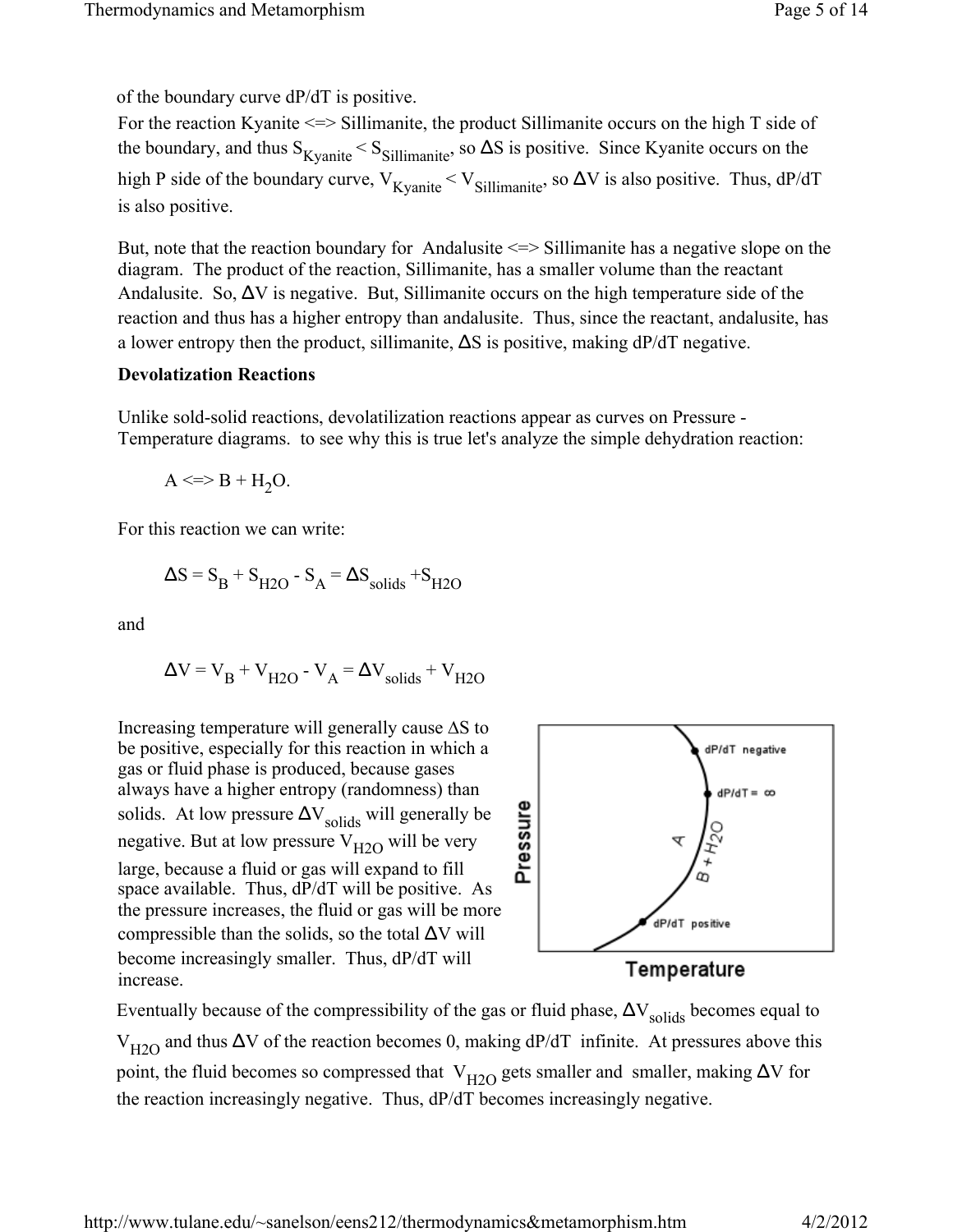of the boundary curve dP/dT is positive.

For the reaction Kyanite <=> Sillimanite, the product Sillimanite occurs on the high T side of the boundary, and thus $S_{Kyanite} < S_{Sillimanite}$, so $\Delta S$ is positive. Since Kyanite occurs on the high P side of the boundary curve, $V_{Kyanite} < V_{Sillimanite}$, so $\Delta V$ is also positive. Thus, dP/dT is also positive.

But, note that the reaction boundary for Andalusite <=> Sillimanite has a negative slope on the diagram. The product of the reaction, Sillimanite, has a smaller volume than the reactant Andalusite. So, $\Delta V$ is negative. But, Sillimanite occurs on the high temperature side of the reaction and thus has a higher entropy than andalusite. Thus, since the reactant, andalusite, has a lower entropy then the product, sillimanite, $\Delta S$ is positive, making dP/dT negative.

**Devolatization Reactions**

Unlike sold-solid reactions, devolatilization reactions appear as curves on Pressure - Temperature diagrams. to see why this is true let's analyze the simple dehydration reaction:

$$A <=> B + H_2O.$$

For this reaction we can write:

$$\Delta S = S_B + S_{H2O} - S_A = \Delta S_{solids} + S_{H2O}$$

and

$$\Delta V = V_B + V_{H2O} - V_A = \Delta V_{solids} + V_{H2O}$$

Increasing temperature will generally cause $\Delta S$ to be positive, especially for this reaction in which a gas or fluid phase is produced, because gases always have a higher entropy (randomness) than solids. At low pressure $\Delta V_{solids}$ will generally be negative. But at low pressure $V_{H2O}$ will be very large, because a fluid or gas will expand to fill space available. Thus, dP/dT will be positive. As the pressure increases, the fluid or gas will be more compressible than the solids, so the total $\Delta V$ will become increasingly smaller. Thus, dP/dT will increase.

Eventually because of the compressibility of the gas or fluid phase, $\Delta V_{solids}$ becomes equal to $V_{H2O}$ and thus $\Delta V$ of the reaction becomes 0, making dP/dT infinite. At pressures above this point, the fluid becomes so compressed that $V_{H2O}$ gets smaller and smaller, making $\Delta V$ for the reaction increasingly negative. Thus, dP/dT becomes increasingly negative.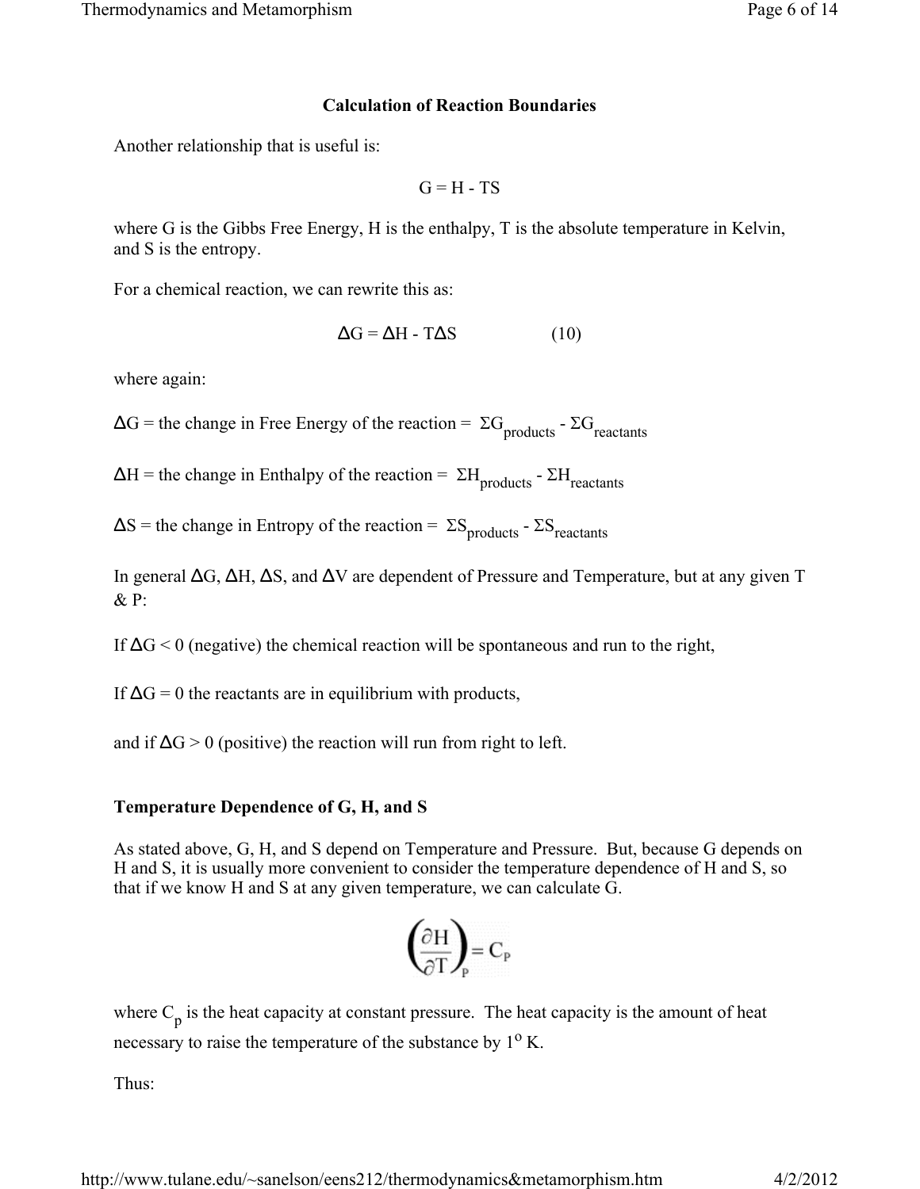## Calculation of Reaction Boundaries

Another relationship that is useful is:

$$G = H - TS$$

where G is the Gibbs Free Energy, H is the enthalpy, T is the absolute temperature in Kelvin, and S is the entropy.

For a chemical reaction, we can rewrite this as:

$$\Delta G = \Delta H - T\Delta S \qquad (10)$$

where again:

$\Delta G$ = the change in Free Energy of the reaction = $\Sigma G_{products} - \Sigma G_{reactants}$

$\Delta H$ = the change in Enthalpy of the reaction = $\Sigma H_{products} - \Sigma H_{reactants}$

$\Delta S$ = the change in Entropy of the reaction = $\Sigma S_{products} - \Sigma S_{reactants}$

In general $\Delta G$, $\Delta H$, $\Delta S$, and $\Delta V$ are dependent of Pressure and Temperature, but at any given T & P:

If $\Delta G < 0$ (negative) the chemical reaction will be spontaneous and run to the right,

If $\Delta G = 0$ the reactants are in equilibrium with products,

and if $\Delta G > 0$ (positive) the reaction will run from right to left.

### Temperature Dependence of G, H, and S

As stated above, G, H, and S depend on Temperature and Pressure. But, because G depends on H and S, it is usually more convenient to consider the temperature dependence of H and S, so that if we know H and S at any given temperature, we can calculate G.

$$\left(\frac{\partial H}{\partial T}\right)_P = C_P$$

where $C_p$ is the heat capacity at constant pressure. The heat capacity is the amount of heat necessary to raise the temperature of the substance by $1^o$ K.

Thus: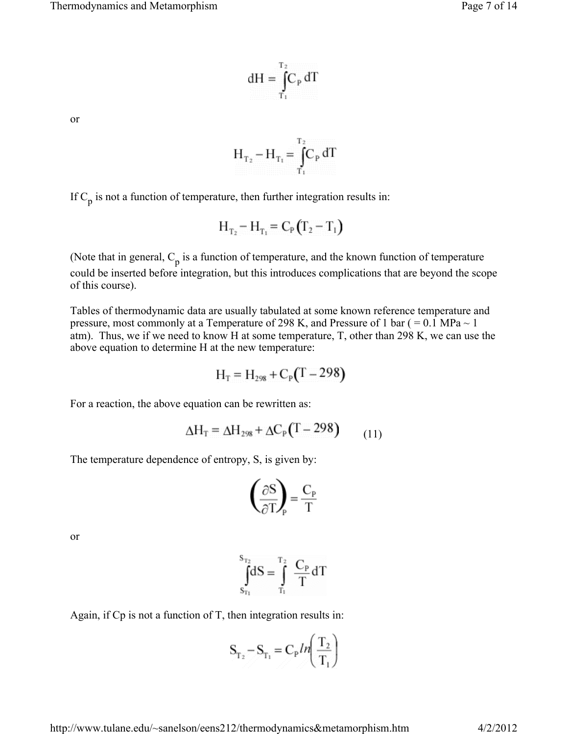$$dH = \int_{T_1}^{T_2} C_P \, dT$$

or

$$H_{T_2} - H_{T_1} = \int_{T_1}^{T_2} C_P \, dT$$

If $C_p$ is not a function of temperature, then further integration results in:

$$H_{T_2} - H_{T_1} = C_P(T_2 - T_1)$$

(Note that in general, $C_p$ is a function of temperature, and the known function of temperature could be inserted before integration, but this introduces complications that are beyond the scope of this course).

Tables of thermodynamic data are usually tabulated at some known reference temperature and pressure, most commonly at a Temperature of 298 K, and Pressure of 1 bar ( = 0.1 MPa ~ 1 atm). Thus, we if we need to know H at some temperature, T, other than 298 K, we can use the above equation to determine H at the new temperature:

$$H_T = H_{298} + C_P(T - 298)$$

For a reaction, the above equation can be rewritten as:

$$\Delta H_T = \Delta H_{298} + \Delta C_P(T - 298) \qquad (11)$$

The temperature dependence of entropy, S, is given by:

$$\left(\frac{\partial S}{\partial T}\right)_P = \frac{C_P}{T}$$

or

$$\int_{S_{T_1}}^{S_{T_2}} dS = \int_{T_1}^{T_2} \frac{C_P}{T} dT$$

Again, if Cp is not a function of T, then integration results in:

$$S_{T_2} - S_{T_1} = C_P \ln\left(\frac{T_2}{T_1}\right)$$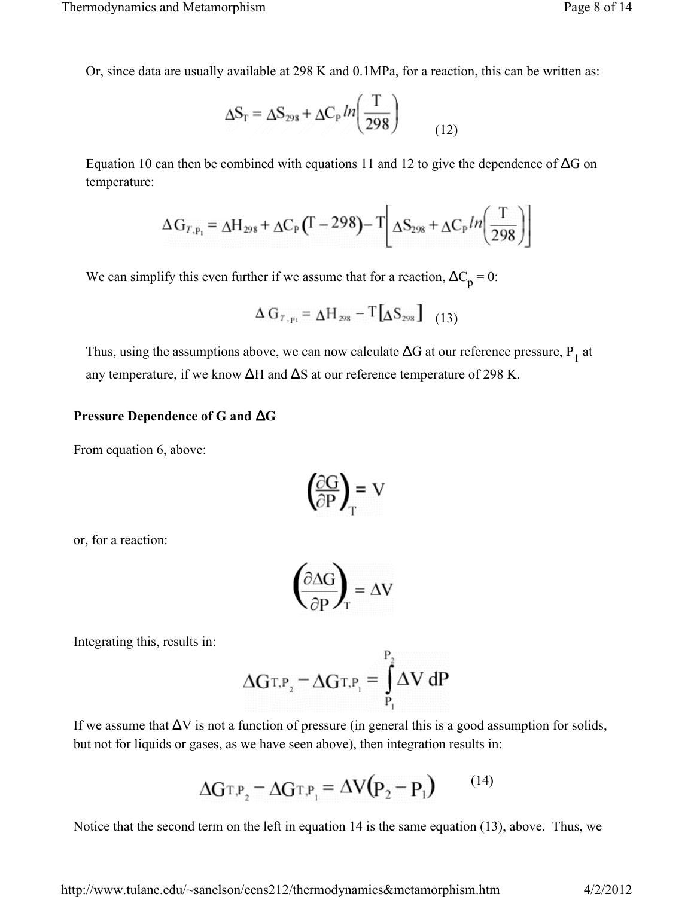Or, since data are usually available at 298 K and 0.1MPa, for a reaction, this can be written as:

$$\Delta S_T = \Delta S_{298} + \Delta C_P \ln\left(\frac{T}{298}\right) \quad (12)$$

Equation 10 can then be combined with equations 11 and 12 to give the dependence of ΔG on temperature:

$$\Delta G_{T,P_1} = \Delta H_{298} + \Delta C_P (T - 298) - T\left[\Delta S_{298} + \Delta C_P \ln\left(\frac{T}{298}\right)\right]$$

We can simplify this even further if we assume that for a reaction, $\Delta C_p = 0$:

$$\Delta G_{T,P_1} = \Delta H_{298} - T[\Delta S_{298}] \quad (13)$$

Thus, using the assumptions above, we can now calculate ΔG at our reference pressure, $P_1$ at any temperature, if we know ΔH and ΔS at our reference temperature of 298 K.

**Pressure Dependence of G and ΔG**

From equation 6, above:

$$\left(\frac{\partial G}{\partial P}\right)_T = V$$

or, for a reaction:

$$\left(\frac{\partial \Delta G}{\partial P}\right)_T = \Delta V$$

Integrating this, results in:

$$\Delta G_{T,P_2} - \Delta G_{T,P_1} = \int_{P_1}^{P_2} \Delta V \, dP$$

If we assume that ΔV is not a function of pressure (in general this is a good assumption for solids, but not for liquids or gases, as we have seen above), then integration results in:

$$\Delta G_{T,P_2} - \Delta G_{T,P_1} = \Delta V(P_2 - P_1) \quad (14)$$

Notice that the second term on the left in equation 14 is the same equation (13), above. Thus, we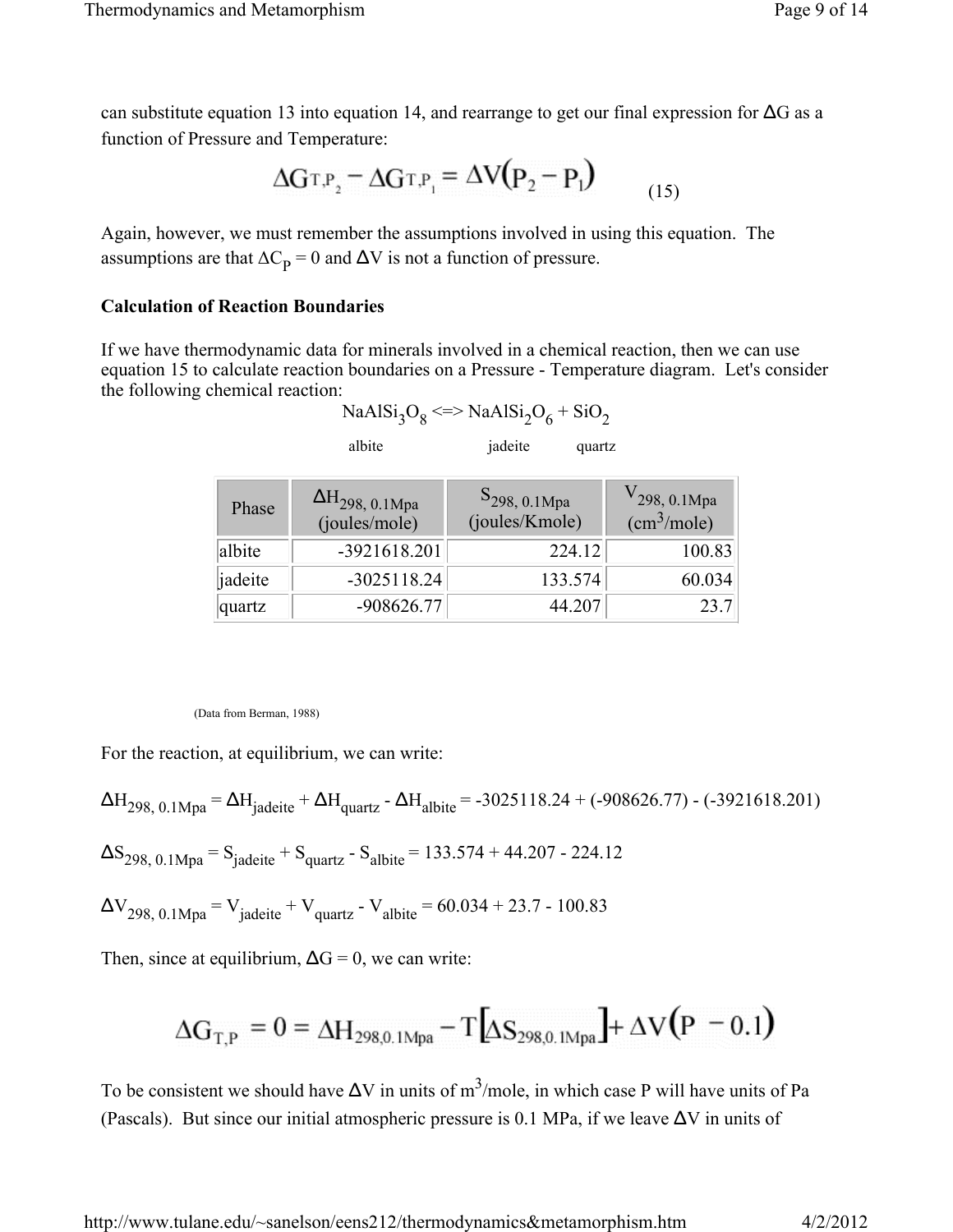can substitute equation 13 into equation 14, and rearrange to get our final expression for ΔG as a function of Pressure and Temperature:

$$\Delta G_{T,P_2} - \Delta G_{T,P_1} = \Delta V(P_2 - P_1) \qquad (15)$$

Again, however, we must remember the assumptions involved in using this equation. The assumptions are that $\Delta C_P = 0$ and ΔV is not a function of pressure.

**Calculation of Reaction Boundaries**

If we have thermodynamic data for minerals involved in a chemical reaction, then we can use equation 15 to calculate reaction boundaries on a Pressure - Temperature diagram. Let's consider the following chemical reaction:

$$NaAlSi_3O_8 \Leftrightarrow NaAlSi_2O_6 + SiO_2$$

albite jadeite quartz

| Phase | $\Delta H_{298,\ 0.1Mpa}$ (joules/mole) | $S_{298,\ 0.1Mpa}$ (joules/Kmole) | $V_{298,\ 0.1Mpa}$ ($cm^3$/mole) |
|---|---|---|---|
| albite | -3921618.201 | 224.12 | 100.83 |
| jadeite | -3025118.24 | 133.574 | 60.034 |
| quartz | -908626.77 | 44.207 | 23.7 |

(Data from Berman, 1988)

For the reaction, at equilibrium, we can write:

$\Delta H_{298,\ 0.1Mpa} = \Delta H_{jadeite} + \Delta H_{quartz} - \Delta H_{albite} = -3025118.24 + (-908626.77) - (-3921618.201)$

$\Delta S_{298,\ 0.1Mpa} = S_{jadeite} + S_{quartz} - S_{albite} = 133.574 + 44.207 - 224.12$

$\Delta V_{298,\ 0.1Mpa} = V_{jadeite} + V_{quartz} - V_{albite} = 60.034 + 23.7 - 100.83$

Then, since at equilibrium, ΔG = 0, we can write:

$$\Delta G_{T,P} = 0 = \Delta H_{298,0.1Mpa} - T\left[\Delta S_{298,0.1Mpa}\right] + \Delta V(P - 0.1)$$

To be consistent we should have ΔV in units of $m^3$/mole, in which case P will have units of Pa (Pascals). But since our initial atmospheric pressure is 0.1 MPa, if we leave ΔV in units of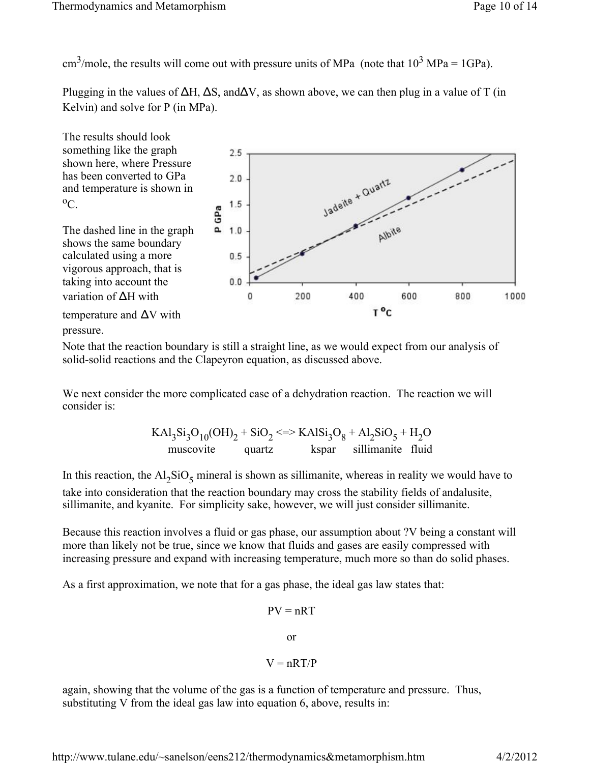cm$^3$/mole, the results will come out with pressure units of MPa (note that $10^3$ MPa = 1GPa).

Plugging in the values of ΔH, ΔS, andΔV, as shown above, we can then plug in a value of T (in Kelvin) and solve for P (in MPa).

The results should look something like the graph shown here, where Pressure has been converted to GPa and temperature is shown in $^o$C.

The dashed line in the graph shows the same boundary calculated using a more vigorous approach, that is taking into account the variation of ΔH with temperature and ΔV with pressure.

Note that the reaction boundary is still a straight line, as we would expect from our analysis of solid-solid reactions and the Clapeyron equation, as discussed above.

We next consider the more complicated case of a dehydration reaction. The reaction we will consider is:

$$KAl_3Si_3O_{10}(OH)_2 + SiO_2 \Leftrightarrow KAlSi_3O_8 + Al_2SiO_5 + H_2O$$

muscovite quartz kspar sillimanite fluid

In this reaction, the $Al_2SiO_5$ mineral is shown as sillimanite, whereas in reality we would have to take into consideration that the reaction boundary may cross the stability fields of andalusite, sillimanite, and kyanite. For simplicity sake, however, we will just consider sillimanite.

Because this reaction involves a fluid or gas phase, our assumption about ?V being a constant will more than likely not be true, since we know that fluids and gases are easily compressed with increasing pressure and expand with increasing temperature, much more so than do solid phases.

As a first approximation, we note that for a gas phase, the ideal gas law states that:

$$PV = nRT$$

or

$$V = nRT/P$$

again, showing that the volume of the gas is a function of temperature and pressure. Thus, substituting V from the ideal gas law into equation 6, above, results in: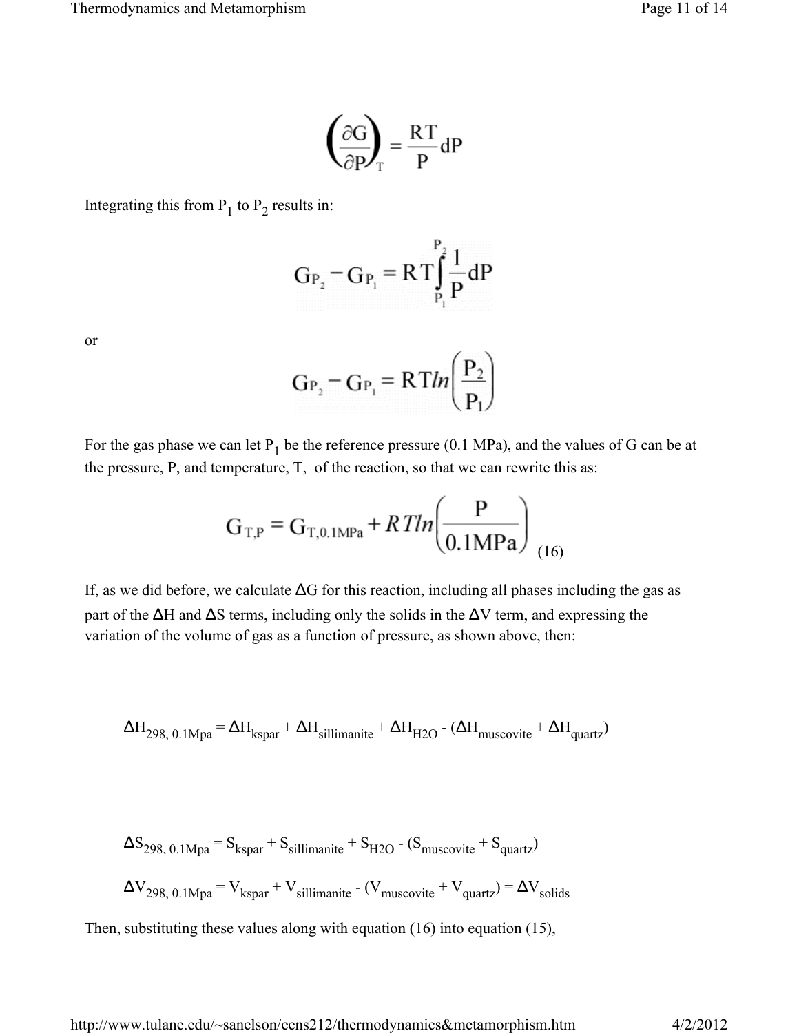$$\left(\frac{\partial G}{\partial P}\right)_T = \frac{RT}{P}dP$$

Integrating this from $P_1$ to $P_2$ results in:

$$G_{P_2} - G_{P_1} = RT\int_{P_1}^{P_2} \frac{1}{P} dP$$

or

$$G_{P_2} - G_{P_1} = RT\ln\left(\frac{P_2}{P_1}\right)$$

For the gas phase we can let $P_1$ be the reference pressure (0.1 MPa), and the values of G can be at the pressure, P, and temperature, T, of the reaction, so that we can rewrite this as:

$$G_{T,P} = G_{T,0.1MPa} + RT\ln\left(\frac{P}{0.1MPa}\right) \quad (16)$$

If, as we did before, we calculate ΔG for this reaction, including all phases including the gas as part of the ΔH and ΔS terms, including only the solids in the ΔV term, and expressing the variation of the volume of gas as a function of pressure, as shown above, then:

$$\Delta H_{298,\ 0.1Mpa} = \Delta H_{kspar} + \Delta H_{sillimanite} + \Delta H_{H2O} - (\Delta H_{muscovite} + \Delta H_{quartz})$$

$$\Delta S_{298,\ 0.1Mpa} = S_{kspar} + S_{sillimanite} + S_{H2O} - (S_{muscovite} + S_{quartz})$$

$$\Delta V_{298,\ 0.1Mpa} = V_{kspar} + V_{sillimanite} - (V_{muscovite} + V_{quartz}) = \Delta V_{solids}$$

Then, substituting these values along with equation (16) into equation (15),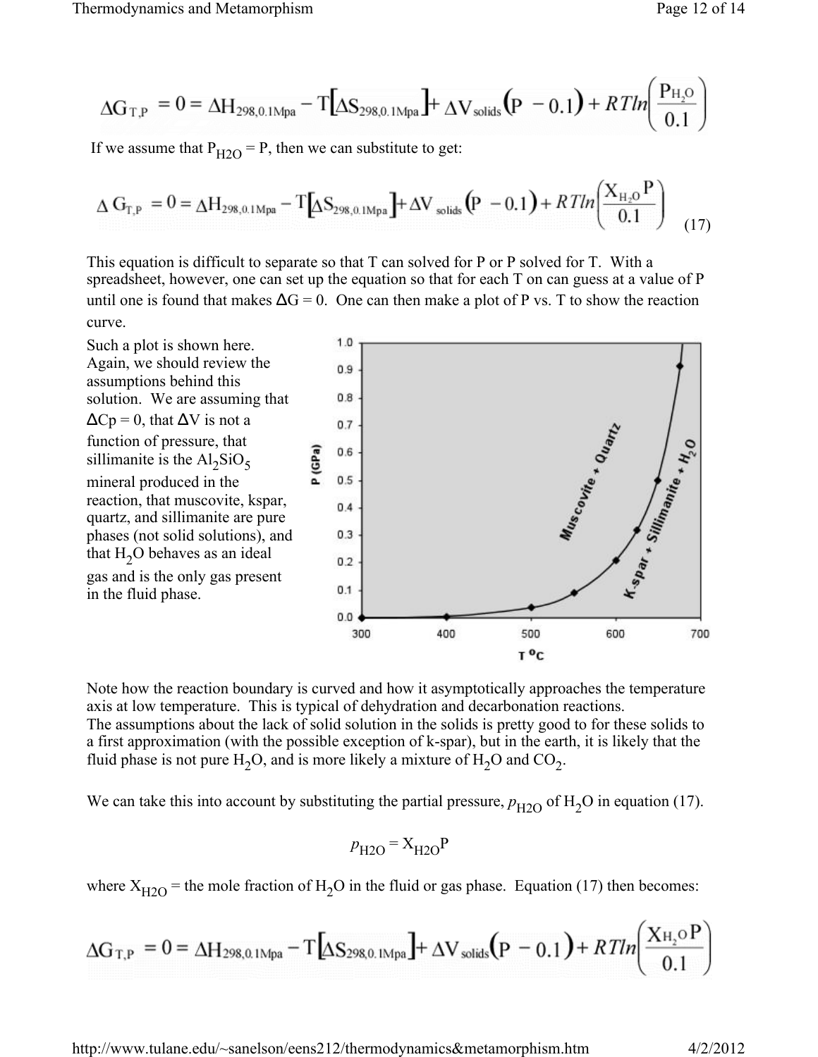$$\Delta G_{T,P} = 0 = \Delta H_{298,0.1Mpa} - T\left[\Delta S_{298,0.1Mpa}\right] + \Delta V_{solids}\left(P - 0.1\right) + RTln\left(\frac{P_{H_2O}}{0.1}\right)$$

If we assume that $P_{H2O} = P$, then we can substitute to get:

$$\Delta G_{T,P} = 0 = \Delta H_{298,0.1Mpa} - T\left[\Delta S_{298,0.1Mpa}\right] + \Delta V_{solids}\left(P - 0.1\right) + RTln\left(\frac{X_{H_2O}P}{0.1}\right) \quad (17)$$

This equation is difficult to separate so that T can solved for P or P solved for T. With a spreadsheet, however, one can set up the equation so that for each T on can guess at a value of P until one is found that makes $\Delta G = 0$. One can then make a plot of P vs. T to show the reaction curve.

Such a plot is shown here. Again, we should review the assumptions behind this solution. We are assuming that $\Delta Cp = 0$, that $\Delta V$ is not a function of pressure, that sillimanite is the $Al_2SiO_5$ mineral produced in the reaction, that muscovite, kspar, quartz, and sillimanite are pure phases (not solid solutions), and that $H_2O$ behaves as an ideal gas and is the only gas present in the fluid phase.

Note how the reaction boundary is curved and how it asymptotically approaches the temperature axis at low temperature. This is typical of dehydration and decarbonation reactions. The assumptions about the lack of solid solution in the solids is pretty good to for these solids to a first approximation (with the possible exception of k-spar), but in the earth, it is likely that the fluid phase is not pure $H_2O$, and is more likely a mixture of $H_2O$ and $CO_2$.

We can take this into account by substituting the partial pressure, $p_{H2O}$ of $H_2O$ in equation (17).

$$p_{H2O} = X_{H2O}P$$

where $X_{H2O}$ = the mole fraction of $H_2O$ in the fluid or gas phase. Equation (17) then becomes:

$$\Delta G_{T,P} = 0 = \Delta H_{298,0.1Mpa} - T\left[\Delta S_{298,0.1Mpa}\right] + \Delta V_{solids}\left(P - 0.1\right) + RTln\left(\frac{X_{H_2O}P}{0.1}\right)$$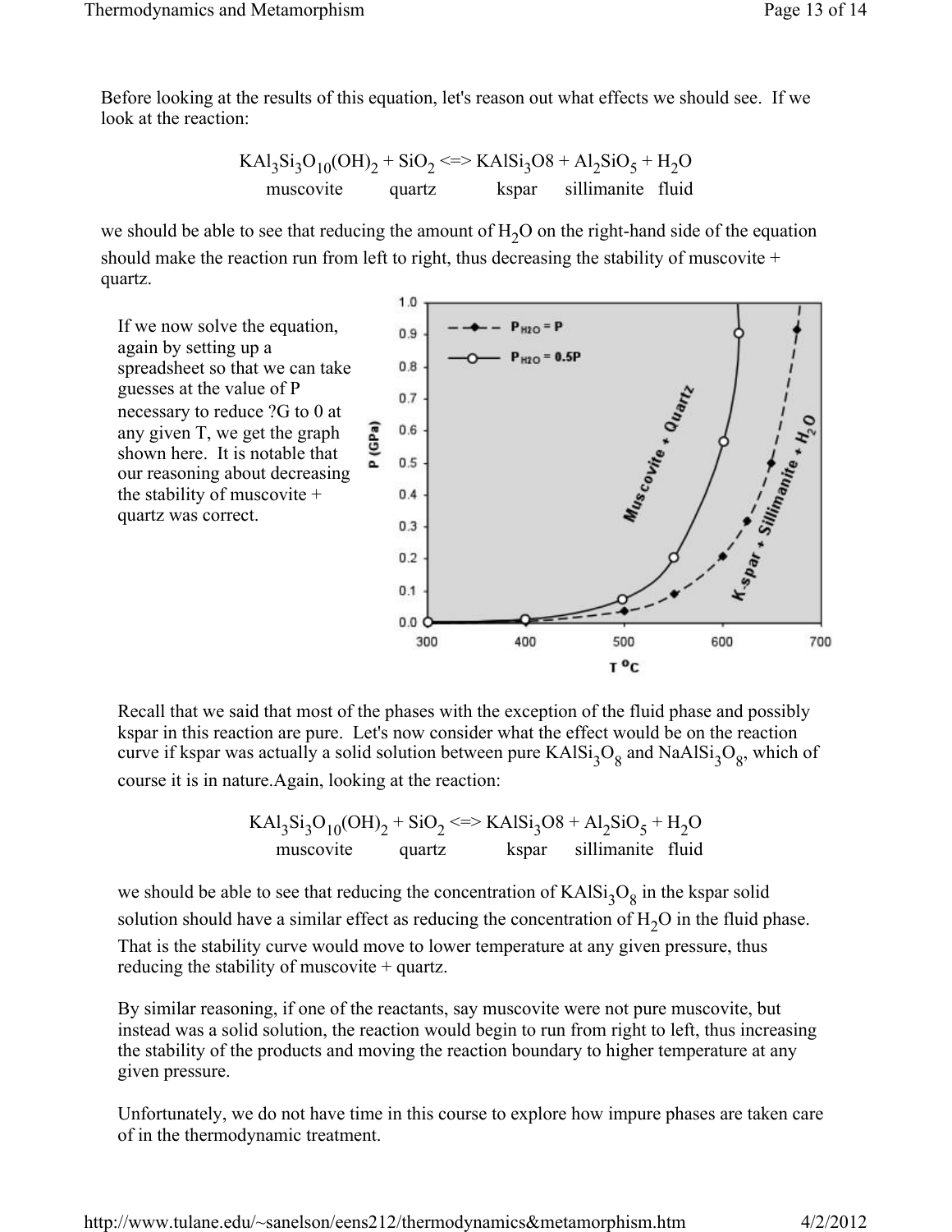Before looking at the results of this equation, let's reason out what effects we should see. If we look at the reaction:

$$KAl_3Si_3O_{10}(OH)_2 + SiO_2 <=> KAlSi_3O8 + Al_2SiO_5 + H_2O$$

muscovite quartz kspar sillimanite fluid

we should be able to see that reducing the amount of $H_2O$ on the right-hand side of the equation should make the reaction run from left to right, thus decreasing the stability of muscovite + quartz.

If we now solve the equation, again by setting up a spreadsheet so that we can take guesses at the value of P necessary to reduce ?G to 0 at any given T, we get the graph shown here. It is notable that our reasoning about decreasing the stability of muscovite + quartz was correct.

Recall that we said that most of the phases with the exception of the fluid phase and possibly kspar in this reaction are pure. Let's now consider what the effect would be on the reaction curve if kspar was actually a solid solution between pure $KAlSi_3O_8$ and $NaAlSi_3O_8$, which of course it is in nature.Again, looking at the reaction:

$$KAl_3Si_3O_{10}(OH)_2 + SiO_2 <=> KAlSi_3O8 + Al_2SiO_5 + H_2O$$

muscovite quartz kspar sillimanite fluid

we should be able to see that reducing the concentration of $KAlSi_3O_8$ in the kspar solid solution should have a similar effect as reducing the concentration of $H_2O$ in the fluid phase. That is the stability curve would move to lower temperature at any given pressure, thus reducing the stability of muscovite + quartz.

By similar reasoning, if one of the reactants, say muscovite were not pure muscovite, but instead was a solid solution, the reaction would begin to run from right to left, thus increasing the stability of the products and moving the reaction boundary to higher temperature at any given pressure.

Unfortunately, we do not have time in this course to explore how impure phases are taken care of in the thermodynamic treatment.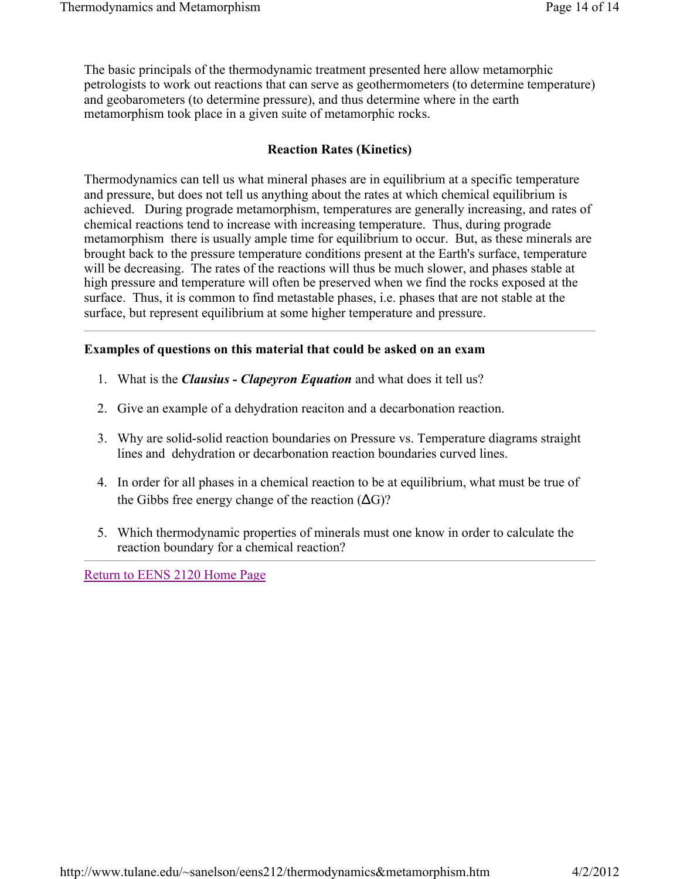The basic principals of the thermodynamic treatment presented here allow metamorphic petrologists to work out reactions that can serve as geothermometers (to determine temperature) and geobarometers (to determine pressure), and thus determine where in the earth metamorphism took place in a given suite of metamorphic rocks.

### Reaction Rates (Kinetics)

Thermodynamics can tell us what mineral phases are in equilibrium at a specific temperature and pressure, but does not tell us anything about the rates at which chemical equilibrium is achieved. During prograde metamorphism, temperatures are generally increasing, and rates of chemical reactions tend to increase with increasing temperature. Thus, during prograde metamorphism there is usually ample time for equilibrium to occur. But, as these minerals are brought back to the pressure temperature conditions present at the Earth's surface, temperature will be decreasing. The rates of the reactions will thus be much slower, and phases stable at high pressure and temperature will often be preserved when we find the rocks exposed at the surface. Thus, it is common to find metastable phases, i.e. phases that are not stable at the surface, but represent equilibrium at some higher temperature and pressure.

---

**Examples of questions on this material that could be asked on an exam**

1. What is the ***Clausius - Clapeyron Equation*** and what does it tell us?
2. Give an example of a dehydration reaciton and a decarbonation reaction.
3. Why are solid-solid reaction boundaries on Pressure vs. Temperature diagrams straight lines and dehydration or decarbonation reaction boundaries curved lines.
4. In order for all phases in a chemical reaction to be at equilibrium, what must be true of the Gibbs free energy change of the reaction ($\Delta G$)?
5. Which thermodynamic properties of minerals must one know in order to calculate the reaction boundary for a chemical reaction?

---

Return to EENS 2120 Home Page